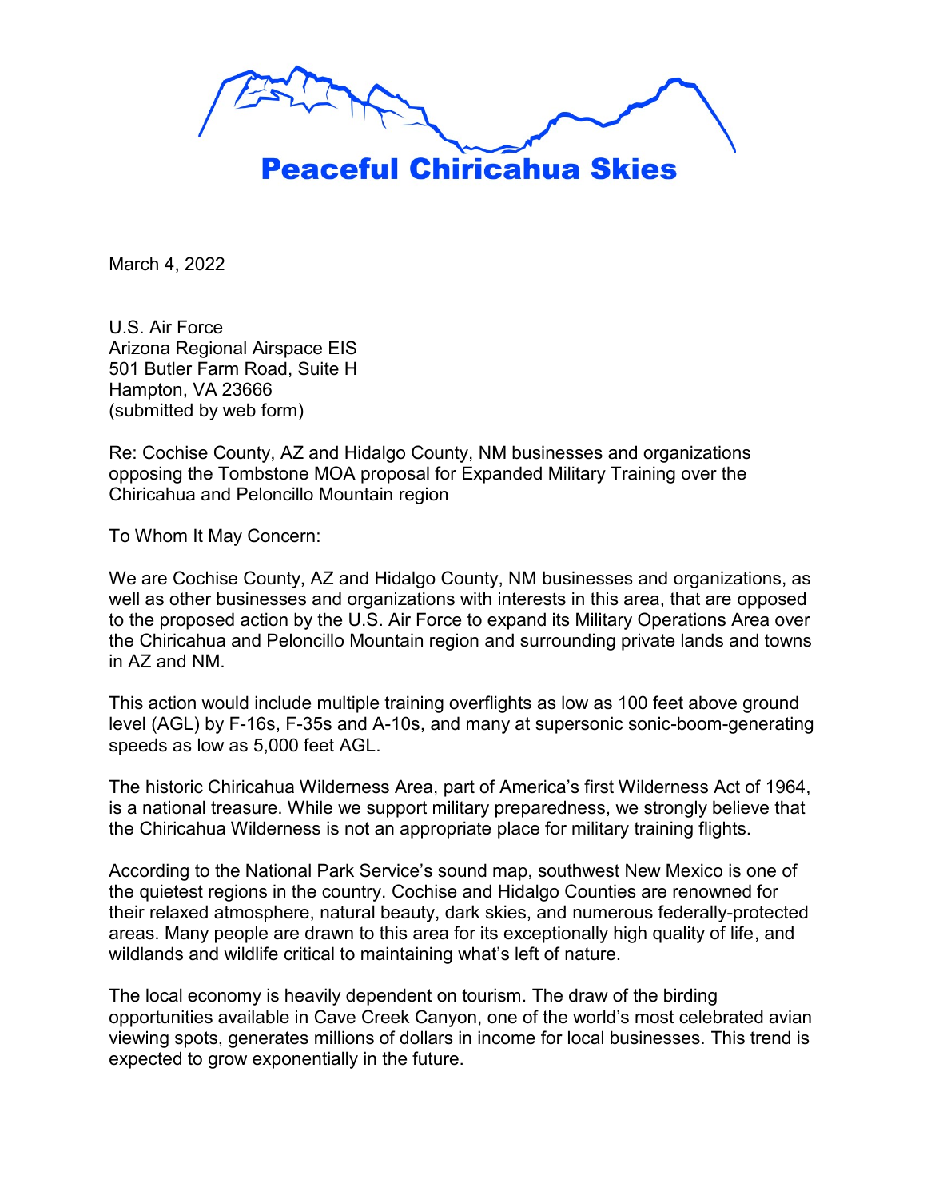# Peaceful Chiricahua Skies

March 4, 2022

U.S. Air Force
Arizona Regional Airspace EIS
501 Butler Farm Road, Suite H
Hampton, VA 23666
(submitted by web form)

Re: Cochise County, AZ and Hidalgo County, NM businesses and organizations opposing the Tombstone MOA proposal for Expanded Military Training over the Chiricahua and Peloncillo Mountain region

To Whom It May Concern:

We are Cochise County, AZ and Hidalgo County, NM businesses and organizations, as well as other businesses and organizations with interests in this area, that are opposed to the proposed action by the U.S. Air Force to expand its Military Operations Area over the Chiricahua and Peloncillo Mountain region and surrounding private lands and towns in AZ and NM.

This action would include multiple training overflights as low as 100 feet above ground level (AGL) by F-16s, F-35s and A-10s, and many at supersonic sonic-boom-generating speeds as low as 5,000 feet AGL.

The historic Chiricahua Wilderness Area, part of America's first Wilderness Act of 1964, is a national treasure. While we support military preparedness, we strongly believe that the Chiricahua Wilderness is not an appropriate place for military training flights.

According to the National Park Service's sound map, southwest New Mexico is one of the quietest regions in the country. Cochise and Hidalgo Counties are renowned for their relaxed atmosphere, natural beauty, dark skies, and numerous federally-protected areas. Many people are drawn to this area for its exceptionally high quality of life, and wildlands and wildlife critical to maintaining what's left of nature.

The local economy is heavily dependent on tourism. The draw of the birding opportunities available in Cave Creek Canyon, one of the world's most celebrated avian viewing spots, generates millions of dollars in income for local businesses. This trend is expected to grow exponentially in the future.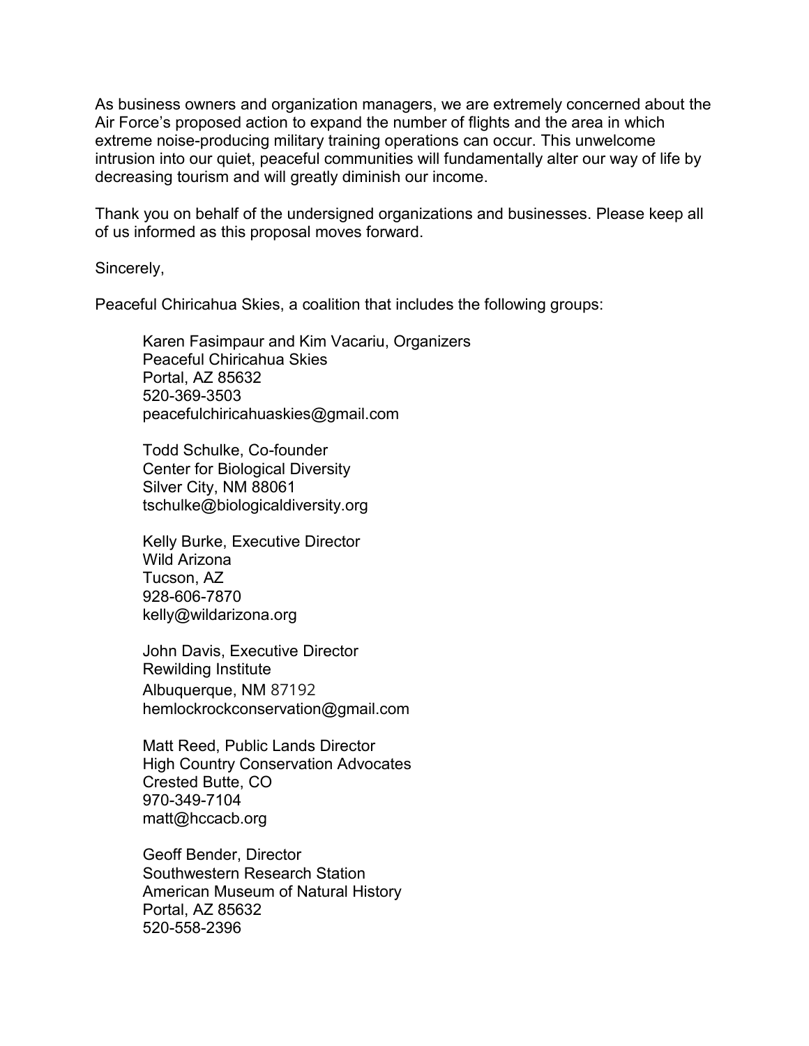As business owners and organization managers, we are extremely concerned about the Air Force's proposed action to expand the number of flights and the area in which extreme noise-producing military training operations can occur. This unwelcome intrusion into our quiet, peaceful communities will fundamentally alter our way of life by decreasing tourism and will greatly diminish our income.

Thank you on behalf of the undersigned organizations and businesses. Please keep all of us informed as this proposal moves forward.

Sincerely,

Peaceful Chiricahua Skies, a coalition that includes the following groups:

> Karen Fasimpaur and Kim Vacariu, Organizers
> Peaceful Chiricahua Skies
> Portal, AZ 85632
> 520-369-3503
> peacefulchiricahuaskies@gmail.com
>
> Todd Schulke, Co-founder
> Center for Biological Diversity
> Silver City, NM 88061
> tschulke@biologicaldiversity.org
>
> Kelly Burke, Executive Director
> Wild Arizona
> Tucson, AZ
> 928-606-7870
> kelly@wildarizona.org
>
> John Davis, Executive Director
> Rewilding Institute
> Albuquerque, NM 87192
> hemlockrockconservation@gmail.com
>
> Matt Reed, Public Lands Director
> High Country Conservation Advocates
> Crested Butte, CO
> 970-349-7104
> matt@hccacb.org
>
> Geoff Bender, Director
> Southwestern Research Station
> American Museum of Natural History
> Portal, AZ 85632
> 520-558-2396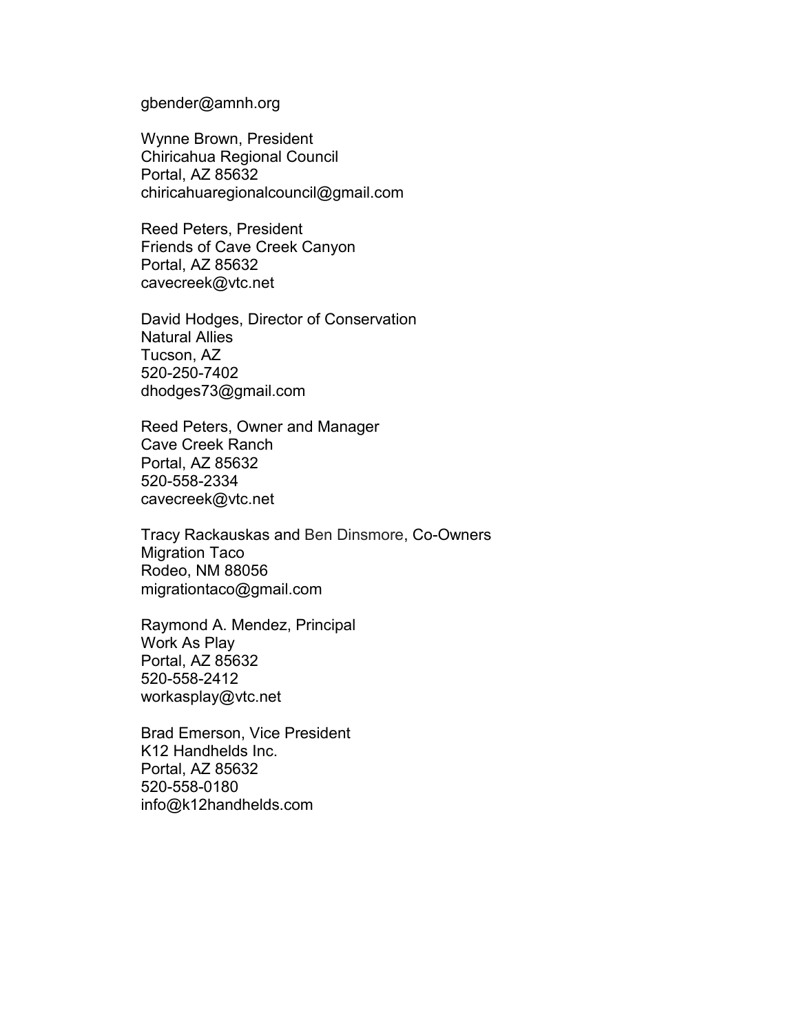gbender@amnh.org

Wynne Brown, President
Chiricahua Regional Council
Portal, AZ 85632
chiricahuaregionalcouncil@gmail.com

Reed Peters, President
Friends of Cave Creek Canyon
Portal, AZ 85632
cavecreek@vtc.net

David Hodges, Director of Conservation
Natural Allies
Tucson, AZ
520-250-7402
dhodges73@gmail.com

Reed Peters, Owner and Manager
Cave Creek Ranch
Portal, AZ 85632
520-558-2334
cavecreek@vtc.net

Tracy Rackauskas and Ben Dinsmore, Co-Owners
Migration Taco
Rodeo, NM 88056
migrationtaco@gmail.com

Raymond A. Mendez, Principal
Work As Play
Portal, AZ 85632
520-558-2412
workasplay@vtc.net

Brad Emerson, Vice President
K12 Handhelds Inc.
Portal, AZ 85632
520-558-0180
info@k12handhelds.com